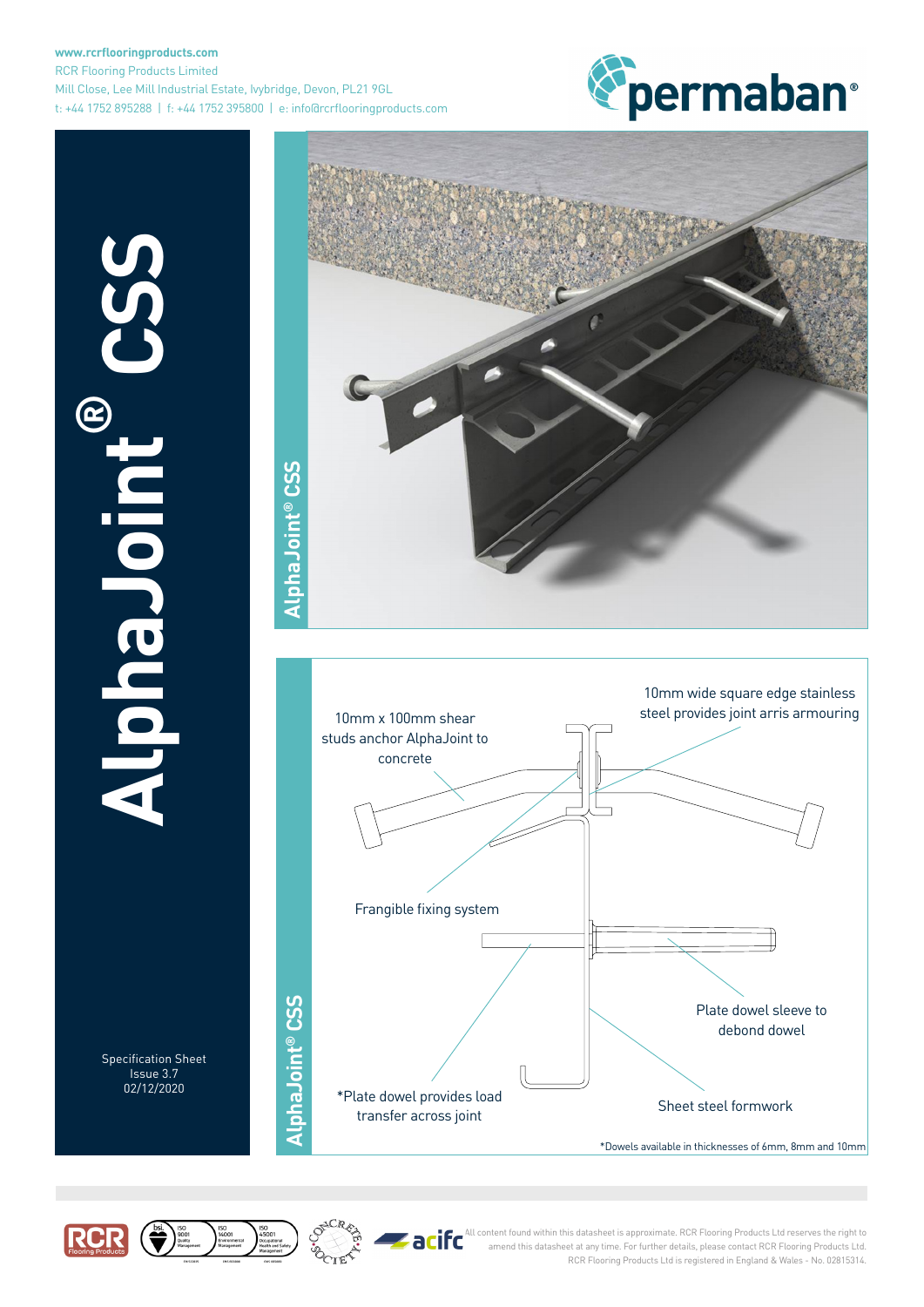www.rcrflooringproducts.com
RCR Flooring Products Limited
Mill Close, Lee Mill Industrial Estate, Ivybridge, Devon, PL21 9GL
t: +44 1752 895288 | f: +44 1752 395800 | e: info@rcrflooringproducts.com

permaban®

# AlphaJoint® CSS

Specification Sheet
Issue 3.7
02/12/2020

## AlphaJoint® CSS

## AlphaJoint® CSS

- 10mm x 100mm shear studs anchor AlphaJoint to concrete
- 10mm wide square edge stainless steel provides joint arris armouring
- Frangible fixing system
- Plate dowel sleeve to debond dowel
- *Plate dowel provides load transfer across joint
- Sheet steel formwork

*Dowels available in thicknesses of 6mm, 8mm and 10mm

All content found within this datasheet is approximate. RCR Flooring Products Ltd reserves the right to amend this datasheet at any time. For further details, please contact RCR Flooring Products Ltd. RCR Flooring Products Ltd is registered in England & Wales - No. 02815314.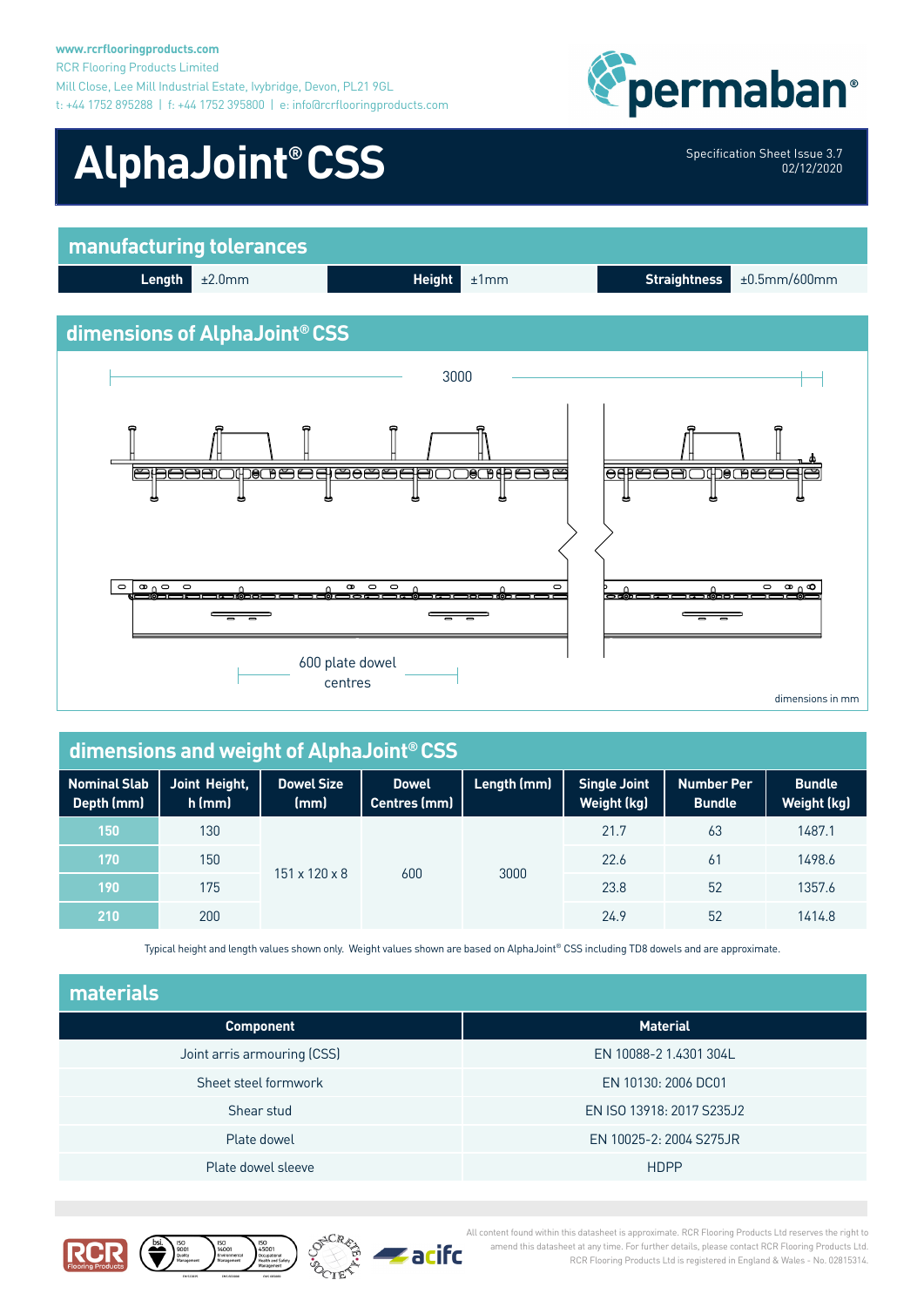www.rcrflooringproducts.com
RCR Flooring Products Limited
Mill Close, Lee Mill Industrial Estate, Ivybridge, Devon, PL21 9GL
t: +44 1752 895288 | f: +44 1752 395800 | e: info@rcrflooringproducts.com

permaban®

# AlphaJoint® CSS

Specification Sheet Issue 3.7
02/12/2020

## manufacturing tolerances

| Length | ±2.0mm | Height | ±1mm | Straightness | ±0.5mm/600mm |
|---|---|---|---|---|---|

## dimensions of AlphaJoint® CSS

3000

600 plate dowel centres

dimensions in mm

## dimensions and weight of AlphaJoint® CSS

| Nominal Slab Depth (mm) | Joint Height, h (mm) | Dowel Size (mm) | Dowel Centres (mm) | Length (mm) | Single Joint Weight (kg) | Number Per Bundle | Bundle Weight (kg) |
|---|---|---|---|---|---|---|---|
| 150 | 130 | 151 x 120 x 8 | 600 | 3000 | 21.7 | 63 | 1487.1 |
| 170 | 150 | | | | 22.6 | 61 | 1498.6 |
| 190 | 175 | | | | 23.8 | 52 | 1357.6 |
| 210 | 200 | | | | 24.9 | 52 | 1414.8 |

Typical height and length values shown only. Weight values shown are based on AlphaJoint® CSS including TD8 dowels and are approximate.

## materials

| Component | Material |
|---|---|
| Joint arris armouring (CSS) | EN 10088-2 1.4301 304L |
| Sheet steel formwork | EN 10130: 2006 DC01 |
| Shear stud | EN ISO 13918: 2017 S235J2 |
| Plate dowel | EN 10025-2: 2004 S275JR |
| Plate dowel sleeve | HDPP |

All content found within this datasheet is approximate. RCR Flooring Products Ltd reserves the right to amend this datasheet at any time. For further details, please contact RCR Flooring Products Ltd. RCR Flooring Products Ltd is registered in England & Wales - No. 02815314.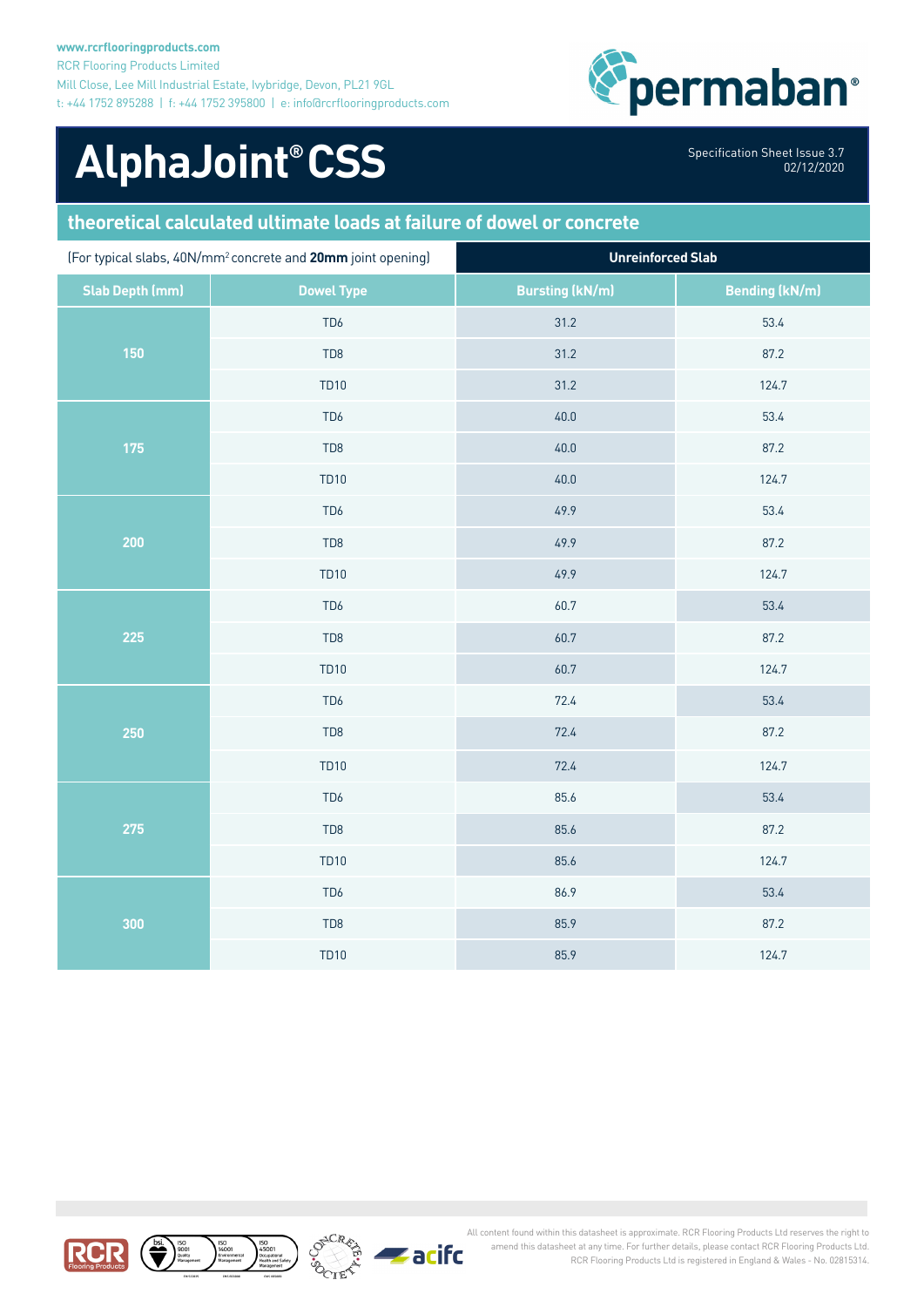www.rcrflooringproducts.com
RCR Flooring Products Limited
Mill Close, Lee Mill Industrial Estate, Ivybridge, Devon, PL21 9GL
t: +44 1752 895288 | f: +44 1752 395800 | e: info@rcrflooringproducts.com

# AlphaJoint® CSS

Specification Sheet Issue 3.7
02/12/2020

## theoretical calculated ultimate loads at failure of dowel or concrete

| (For typical slabs, 40N/mm² concrete and **20mm** joint opening) | | Unreinforced Slab | |
|---|---|---|---|
| **Slab Depth (mm)** | **Dowel Type** | **Bursting (kN/m)** | **Bending (kN/m)** |
| 150 | TD6 | 31.2 | 53.4 |
| | TD8 | 31.2 | 87.2 |
| | TD10 | 31.2 | 124.7 |
| 175 | TD6 | 40.0 | 53.4 |
| | TD8 | 40.0 | 87.2 |
| | TD10 | 40.0 | 124.7 |
| 200 | TD6 | 49.9 | 53.4 |
| | TD8 | 49.9 | 87.2 |
| | TD10 | 49.9 | 124.7 |
| 225 | TD6 | 60.7 | 53.4 |
| | TD8 | 60.7 | 87.2 |
| | TD10 | 60.7 | 124.7 |
| 250 | TD6 | 72.4 | 53.4 |
| | TD8 | 72.4 | 87.2 |
| | TD10 | 72.4 | 124.7 |
| 275 | TD6 | 85.6 | 53.4 |
| | TD8 | 85.6 | 87.2 |
| | TD10 | 85.6 | 124.7 |
| 300 | TD6 | 86.9 | 53.4 |
| | TD8 | 85.9 | 87.2 |
| | TD10 | 85.9 | 124.7 |

All content found within this datasheet is approximate. RCR Flooring Products Ltd reserves the right to amend this datasheet at any time. For further details, please contact RCR Flooring Products Ltd. RCR Flooring Products Ltd is registered in England & Wales - No. 02815314.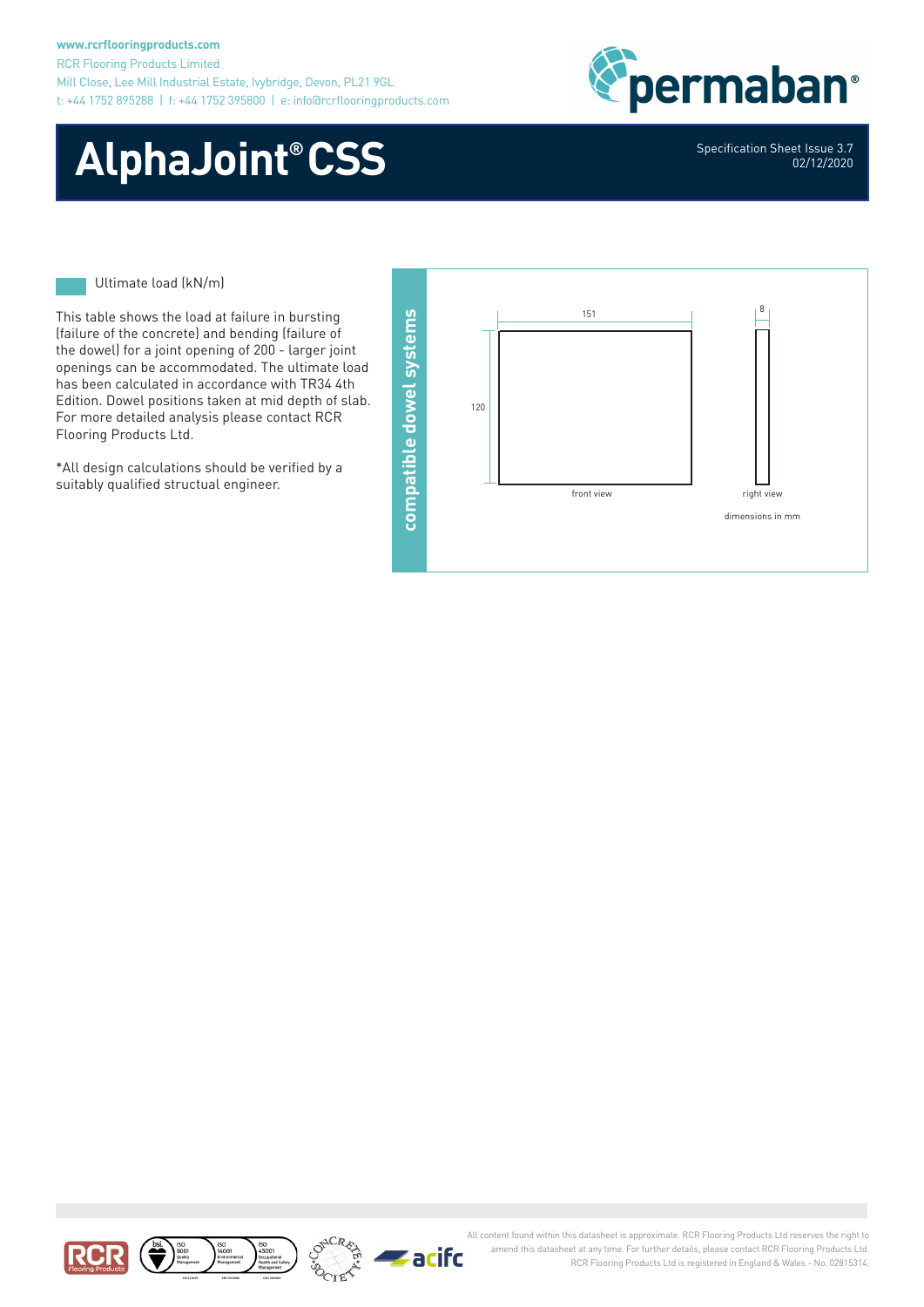# AlphaJoint® CSS

Specification Sheet Issue 3.7
02/12/2020

Ultimate load (kN/m)

This table shows the load at failure in bursting (failure of the concrete) and bending (failure of the dowel) for a joint opening of 200 - larger joint openings can be accommodated. The ultimate load has been calculated in accordance with TR34 4th Edition. Dowel positions taken at mid depth of slab. For more detailed analysis please contact RCR Flooring Products Ltd.

*All design calculations should be verified by a suitably qualified structural engineer.

## compatible dowel systems

151

120

8

front view

right view

dimensions in mm

All content found within this datasheet is approximate. RCR Flooring Products Ltd reserves the right to amend this datasheet at any time. For further details, please contact RCR Flooring Products Ltd. RCR Flooring Products Ltd is registered in England & Wales - No. 02815314.